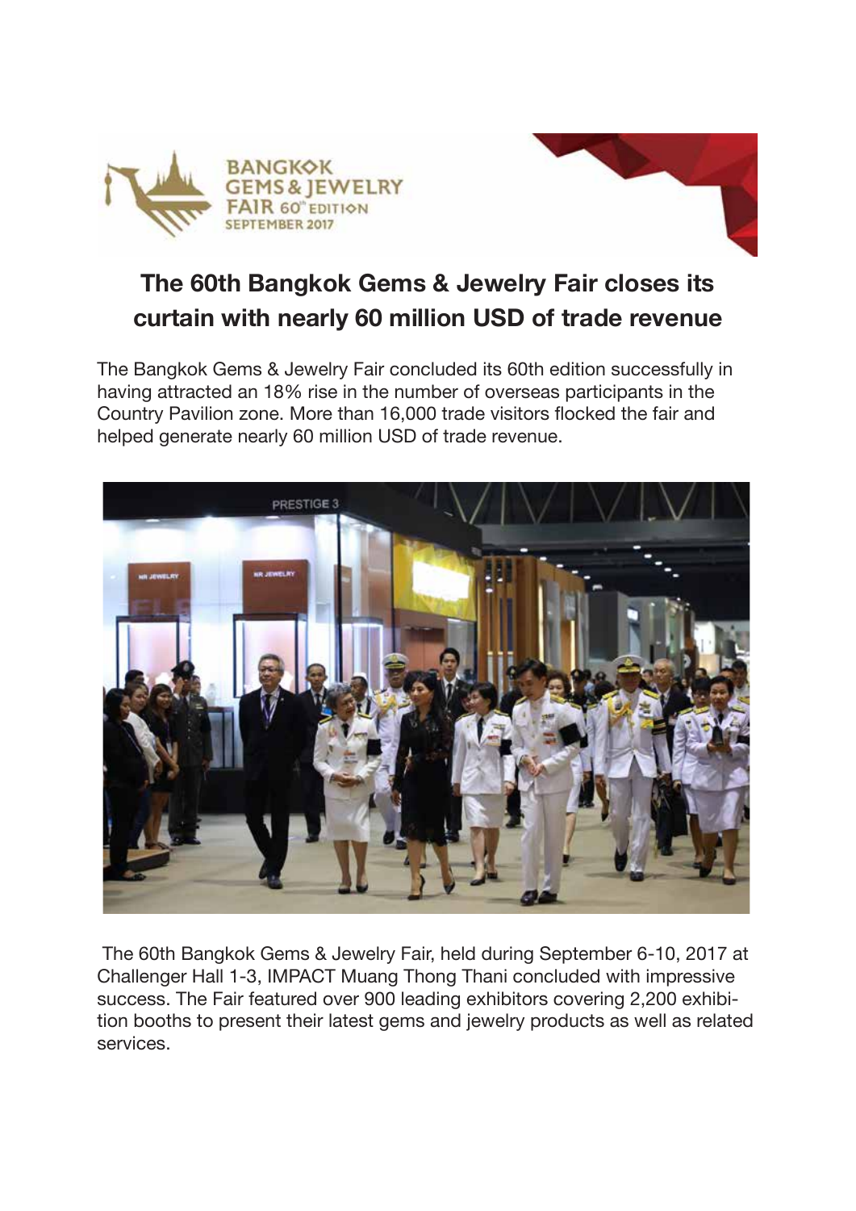BANGKOK GEMS & JEWELRY FAIR 60th EDITION
SEPTEMBER 2017

## The 60th Bangkok Gems & Jewelry Fair closes its curtain with nearly 60 million USD of trade revenue

The Bangkok Gems & Jewelry Fair concluded its 60th edition successfully in having attracted an 18% rise in the number of overseas participants in the Country Pavilion zone. More than 16,000 trade visitors flocked the fair and helped generate nearly 60 million USD of trade revenue.

The 60th Bangkok Gems & Jewelry Fair, held during September 6-10, 2017 at Challenger Hall 1-3, IMPACT Muang Thong Thani concluded with impressive success. The Fair featured over 900 leading exhibitors covering 2,200 exhibition booths to present their latest gems and jewelry products as well as related services.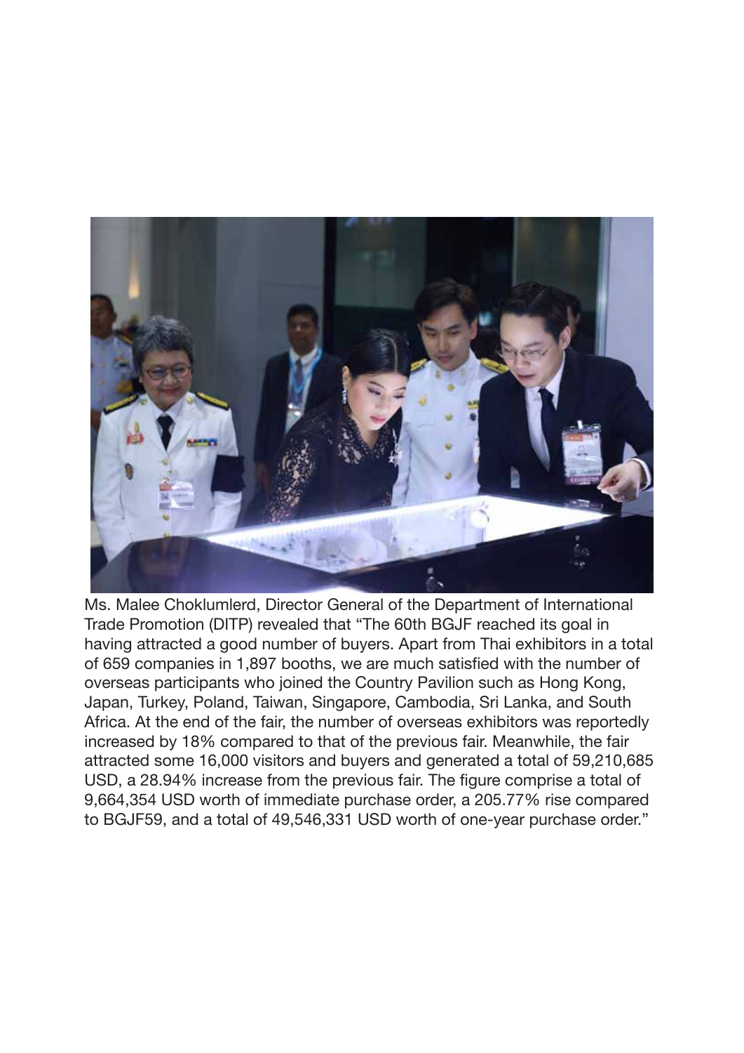Ms. Malee Choklumlerd, Director General of the Department of International Trade Promotion (DITP) revealed that "The 60th BGJF reached its goal in having attracted a good number of buyers. Apart from Thai exhibitors in a total of 659 companies in 1,897 booths, we are much satisfied with the number of overseas participants who joined the Country Pavilion such as Hong Kong, Japan, Turkey, Poland, Taiwan, Singapore, Cambodia, Sri Lanka, and South Africa. At the end of the fair, the number of overseas exhibitors was reportedly increased by 18% compared to that of the previous fair. Meanwhile, the fair attracted some 16,000 visitors and buyers and generated a total of 59,210,685 USD, a 28.94% increase from the previous fair. The figure comprise a total of 9,664,354 USD worth of immediate purchase order, a 205.77% rise compared to BGJF59, and a total of 49,546,331 USD worth of one-year purchase order."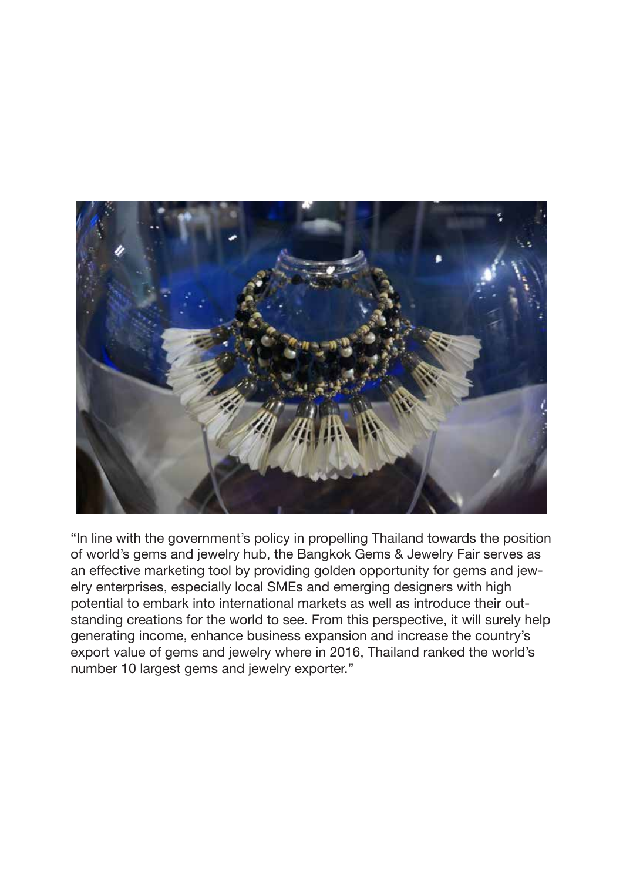"In line with the government's policy in propelling Thailand towards the position of world's gems and jewelry hub, the Bangkok Gems & Jewelry Fair serves as an effective marketing tool by providing golden opportunity for gems and jewelry enterprises, especially local SMEs and emerging designers with high potential to embark into international markets as well as introduce their outstanding creations for the world to see. From this perspective, it will surely help generating income, enhance business expansion and increase the country's export value of gems and jewelry where in 2016, Thailand ranked the world's number 10 largest gems and jewelry exporter."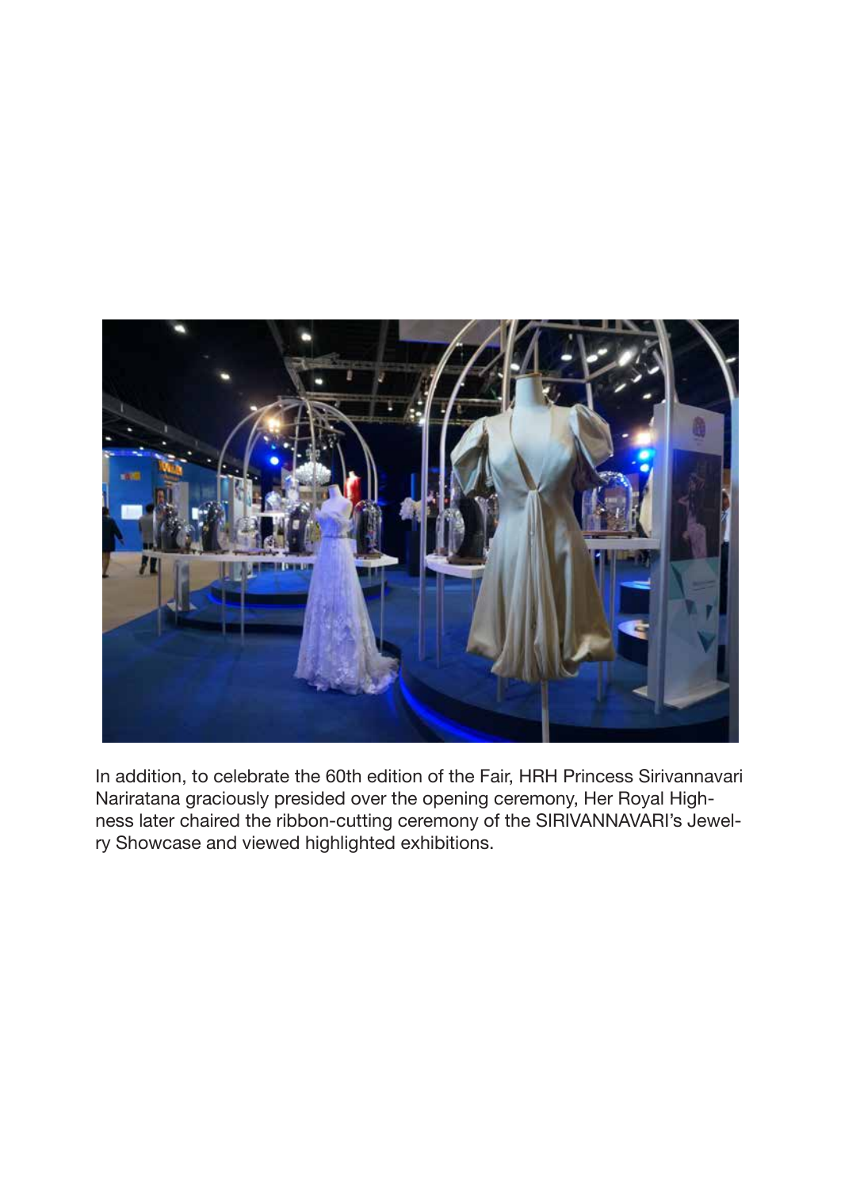In addition, to celebrate the 60th edition of the Fair, HRH Princess Sirivannavari Nariratana graciously presided over the opening ceremony, Her Royal Highness later chaired the ribbon-cutting ceremony of the SIRIVANNAVARI's Jewelry Showcase and viewed highlighted exhibitions.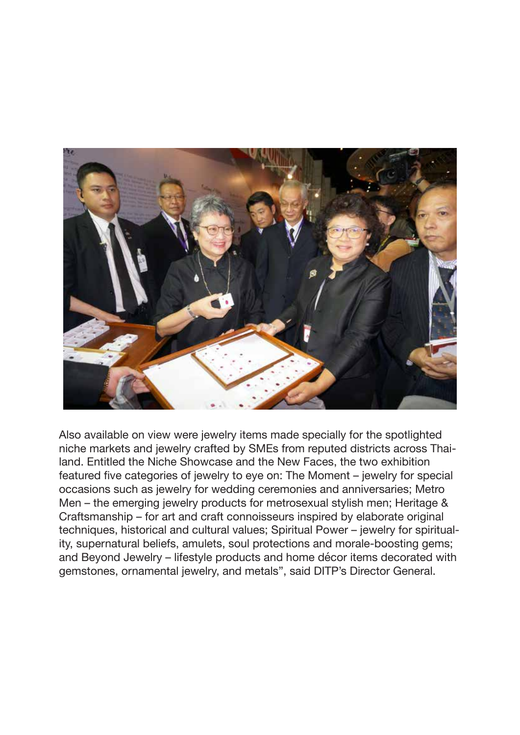Also available on view were jewelry items made specially for the spotlighted niche markets and jewelry crafted by SMEs from reputed districts across Thailand. Entitled the Niche Showcase and the New Faces, the two exhibition featured five categories of jewelry to eye on: The Moment – jewelry for special occasions such as jewelry for wedding ceremonies and anniversaries; Metro Men – the emerging jewelry products for metrosexual stylish men; Heritage & Craftsmanship – for art and craft connoisseurs inspired by elaborate original techniques, historical and cultural values; Spiritual Power – jewelry for spirituality, supernatural beliefs, amulets, soul protections and morale-boosting gems; and Beyond Jewelry – lifestyle products and home décor items decorated with gemstones, ornamental jewelry, and metals", said DITP's Director General.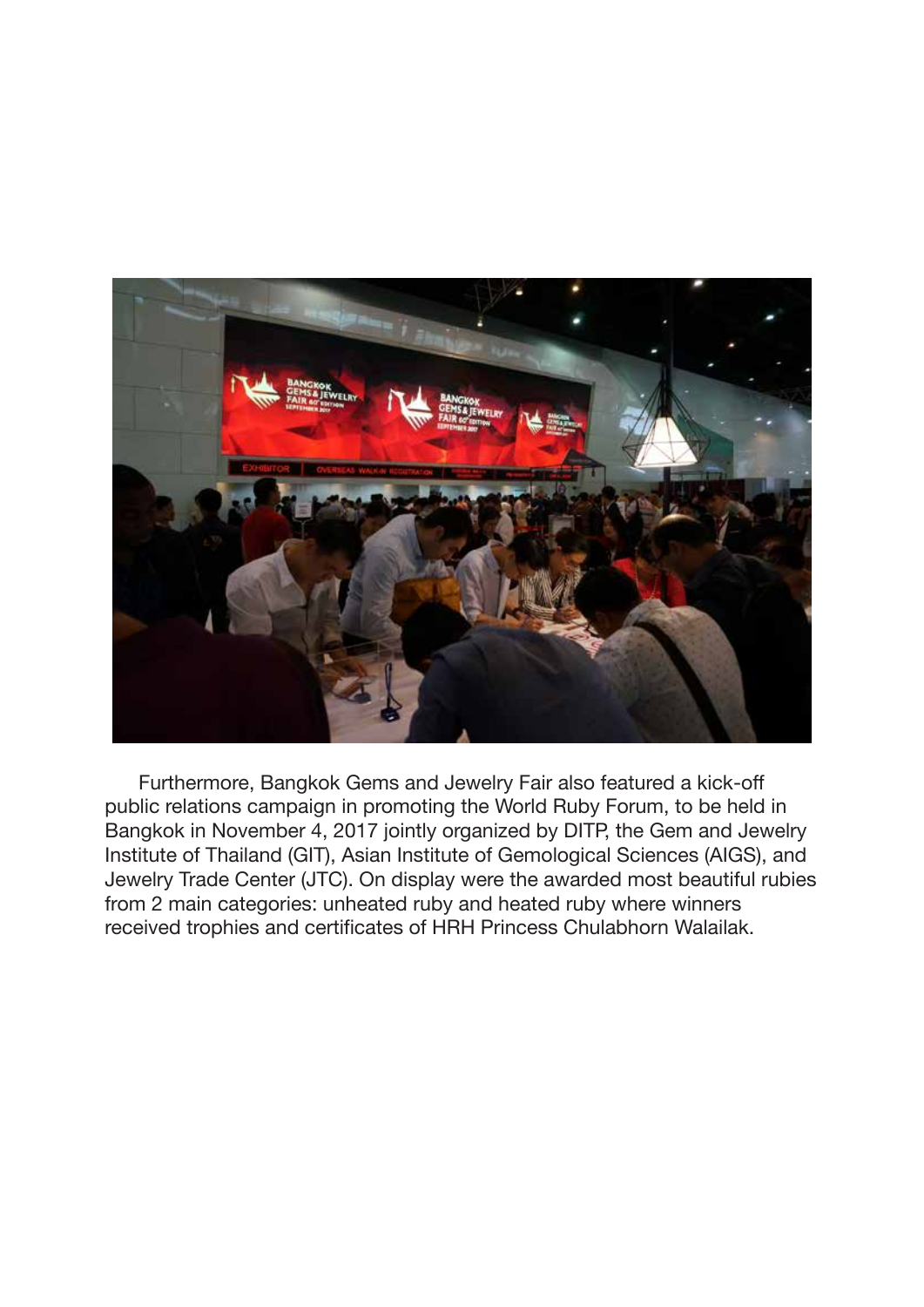Furthermore, Bangkok Gems and Jewelry Fair also featured a kick-off public relations campaign in promoting the World Ruby Forum, to be held in Bangkok in November 4, 2017 jointly organized by DITP, the Gem and Jewelry Institute of Thailand (GIT), Asian Institute of Gemological Sciences (AIGS), and Jewelry Trade Center (JTC). On display were the awarded most beautiful rubies from 2 main categories: unheated ruby and heated ruby where winners received trophies and certificates of HRH Princess Chulabhorn Walailak.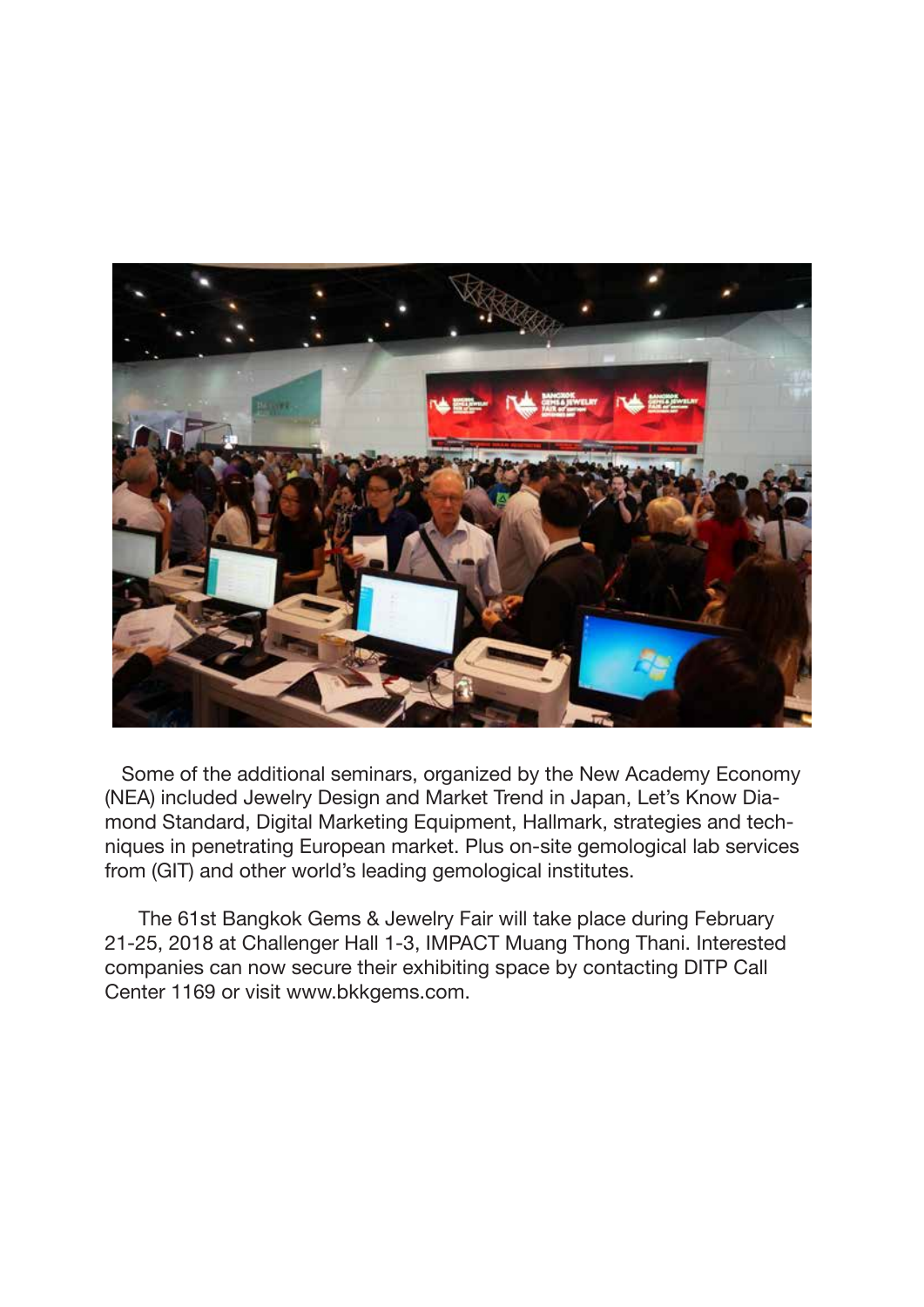Some of the additional seminars, organized by the New Academy Economy (NEA) included Jewelry Design and Market Trend in Japan, Let's Know Diamond Standard, Digital Marketing Equipment, Hallmark, strategies and techniques in penetrating European market. Plus on-site gemological lab services from (GIT) and other world's leading gemological institutes.

The 61st Bangkok Gems & Jewelry Fair will take place during February 21-25, 2018 at Challenger Hall 1-3, IMPACT Muang Thong Thani. Interested companies can now secure their exhibiting space by contacting DITP Call Center 1169 or visit www.bkkgems.com.